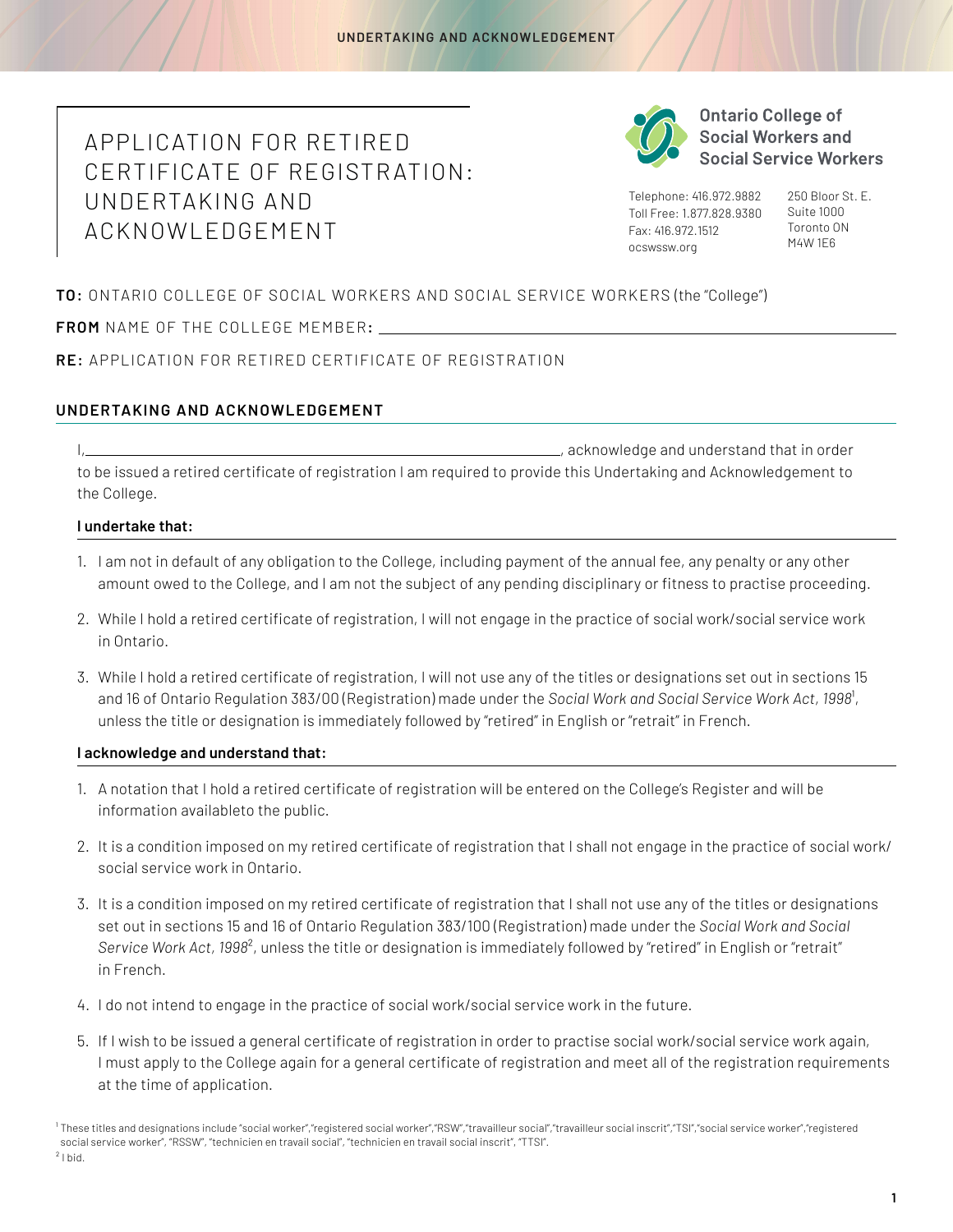# APPLICATION FOR RETIRED CERTIFICATE OF REGISTRATION: UNDERTAKING AND ACKNOWLEDGEMENT

**Ontario College of Social Workers and Social Service Workers**

Telephone: 416.972.9882
Toll Free: 1.877.828.9380
Fax: 416.972.1512
ocswssw.org

250 Bloor St. E.
Suite 1000
Toronto ON
M4W 1E6

**TO:** ONTARIO COLLEGE OF SOCIAL WORKERS AND SOCIAL SERVICE WORKERS (the "College")

**FROM** NAME OF THE COLLEGE MEMBER**:** ______________________________

**RE:** APPLICATION FOR RETIRED CERTIFICATE OF REGISTRATION

## UNDERTAKING AND ACKNOWLEDGEMENT

I, ______________________________, acknowledge and understand that in order to be issued a retired certificate of registration I am required to provide this Undertaking and Acknowledgement to the College.

**I undertake that:**

1. I am not in default of any obligation to the College, including payment of the annual fee, any penalty or any other amount owed to the College, and I am not the subject of any pending disciplinary or fitness to practise proceeding.
2. While I hold a retired certificate of registration, I will not engage in the practice of social work/social service work in Ontario.
3. While I hold a retired certificate of registration, I will not use any of the titles or designations set out in sections 15 and 16 of Ontario Regulation 383/00 (Registration) made under the *Social Work and Social Service Work Act, 1998*[1], unless the title or designation is immediately followed by "retired" in English or "retrait" in French.

**I acknowledge and understand that:**

1. A notation that I hold a retired certificate of registration will be entered on the College's Register and will be information availableto the public.
2. It is a condition imposed on my retired certificate of registration that I shall not engage in the practice of social work/social service work in Ontario.
3. It is a condition imposed on my retired certificate of registration that I shall not use any of the titles or designations set out in sections 15 and 16 of Ontario Regulation 383/100 (Registration) made under the *Social Work and Social Service Work Act, 1998*[2], unless the title or designation is immediately followed by "retired" in English or "retrait" in French.
4. I do not intend to engage in the practice of social work/social service work in the future.
5. If I wish to be issued a general certificate of registration in order to practise social work/social service work again, I must apply to the College again for a general certificate of registration and meet all of the registration requirements at the time of application.

[1] These titles and designations include "social worker","registered social worker","RSW","travailleur social","travailleur social inscrit","TSI","social service worker","registered social service worker", "RSSW", "technicien en travail social", "technicien en travail social inscrit", "TTSI".

[2] I bid.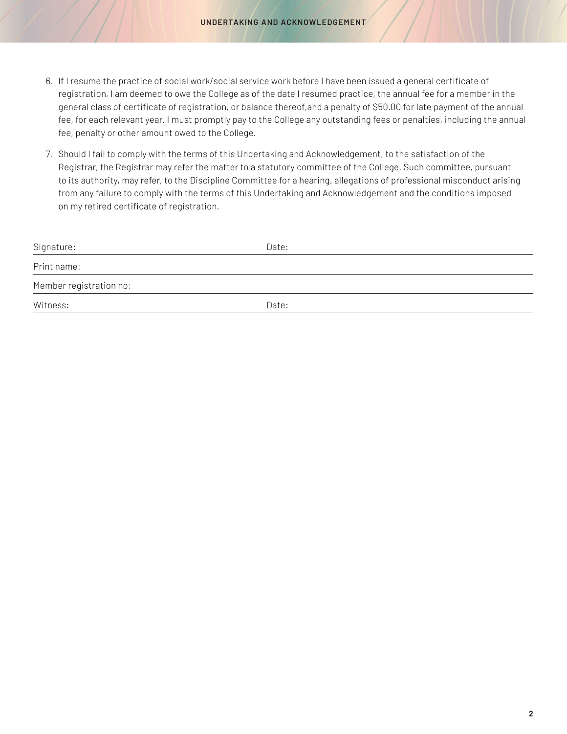6. If I resume the practice of social work/social service work before I have been issued a general certificate of registration, I am deemed to owe the College as of the date I resumed practice, the annual fee for a member in the general class of certificate of registration, or balance thereof,and a penalty of $50.00 for late payment of the annual fee, for each relevant year. I must promptly pay to the College any outstanding fees or penalties, including the annual fee, penalty or other amount owed to the College.

7. Should I fail to comply with the terms of this Undertaking and Acknowledgement, to the satisfaction of the Registrar, the Registrar may refer the matter to a statutory committee of the College. Such committee, pursuant to its authority, may refer, to the Discipline Committee for a hearing, allegations of professional misconduct arising from any failure to comply with the terms of this Undertaking and Acknowledgement and the conditions imposed on my retired certificate of registration.

Signature: ______________________ Date: ______________________

Print name: ______________________

Member registration no: ______________________

Witness: ______________________ Date: ______________________